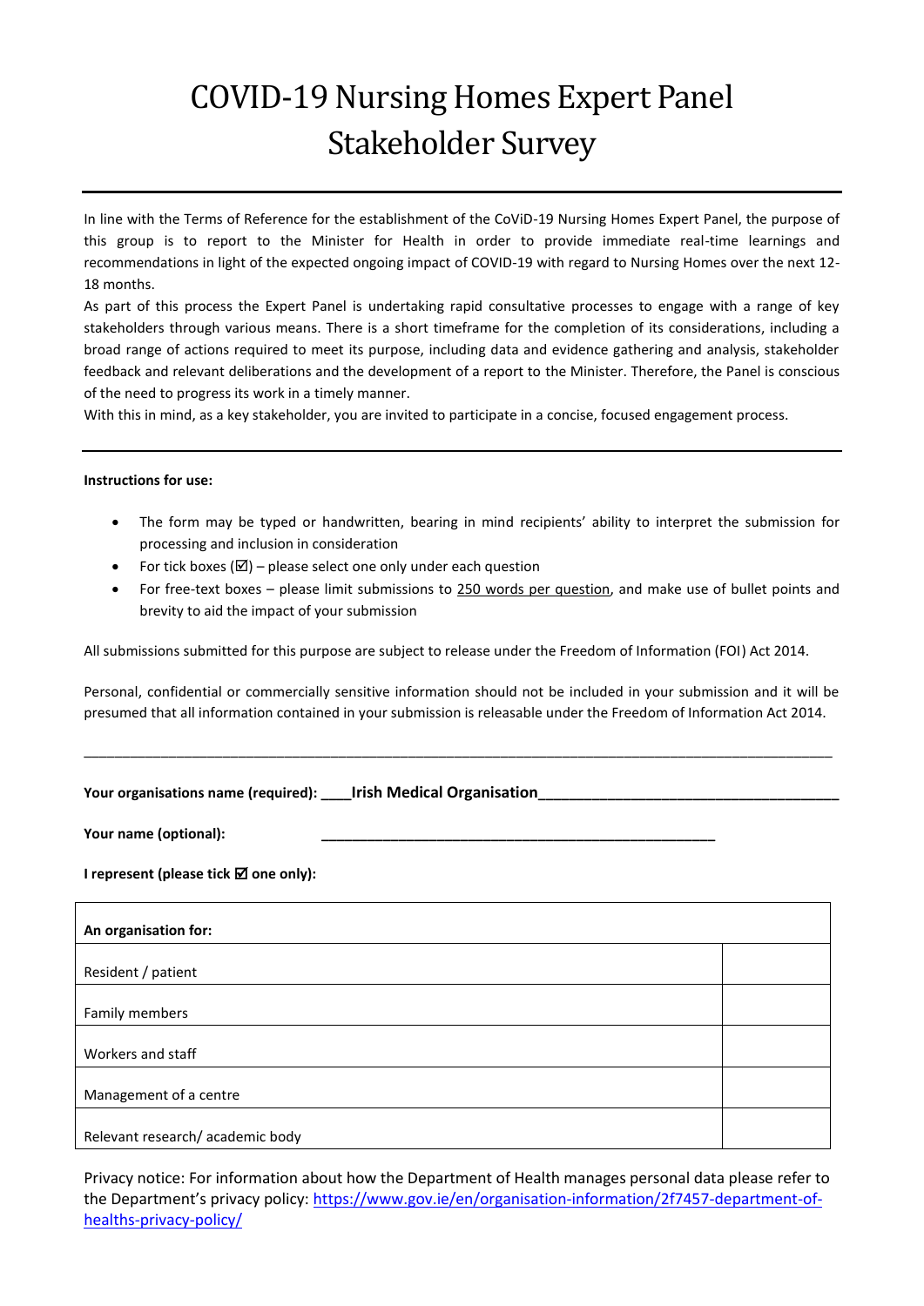# COVID-19 Nursing Homes Expert Panel Stakeholder Survey

---

In line with the Terms of Reference for the establishment of the CoViD-19 Nursing Homes Expert Panel, the purpose of this group is to report to the Minister for Health in order to provide immediate real-time learnings and recommendations in light of the expected ongoing impact of COVID-19 with regard to Nursing Homes over the next 12-18 months.

As part of this process the Expert Panel is undertaking rapid consultative processes to engage with a range of key stakeholders through various means. There is a short timeframe for the completion of its considerations, including a broad range of actions required to meet its purpose, including data and evidence gathering and analysis, stakeholder feedback and relevant deliberations and the development of a report to the Minister. Therefore, the Panel is conscious of the need to progress its work in a timely manner.

With this in mind, as a key stakeholder, you are invited to participate in a concise, focused engagement process.

---

**Instructions for use:**

- The form may be typed or handwritten, bearing in mind recipients' ability to interpret the submission for processing and inclusion in consideration
- For tick boxes (☑) – please select one only under each question
- For free-text boxes – please limit submissions to <u>250 words per question</u>, and make use of bullet points and brevity to aid the impact of your submission

All submissions submitted for this purpose are subject to release under the Freedom of Information (FOI) Act 2014.

Personal, confidential or commercially sensitive information should not be included in your submission and it will be presumed that all information contained in your submission is releasable under the Freedom of Information Act 2014.

---

**Your organisations name (required):** ____**Irish Medical Organisation**____________________________________

**Your name (optional):** ______________________________________________________

**I represent (please tick ☑ one only):**

| An organisation for: | |
|---|---|
| Resident / patient | |
| Family members | |
| Workers and staff | |
| Management of a centre | |
| Relevant research/ academic body | |

Privacy notice: For information about how the Department of Health manages personal data please refer to the Department's privacy policy: https://www.gov.ie/en/organisation-information/2f7457-department-of-healths-privacy-policy/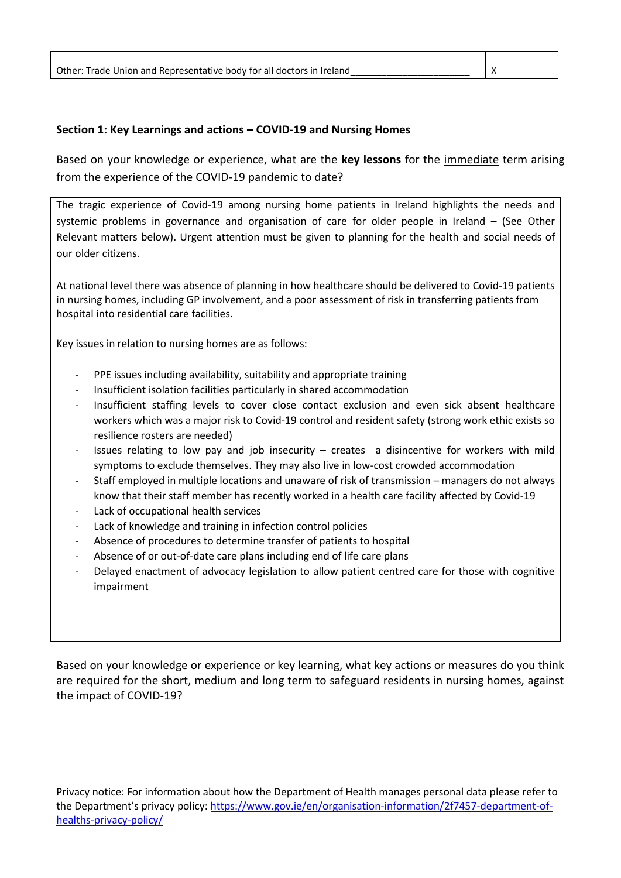| Other: Trade Union and Representative body for all doctors in Ireland_______________________ | X |
|---|---|

**Section 1: Key Learnings and actions – COVID-19 and Nursing Homes**

Based on your knowledge or experience, what are the **key lessons** for the immediate term arising from the experience of the COVID-19 pandemic to date?

The tragic experience of Covid-19 among nursing home patients in Ireland highlights the needs and systemic problems in governance and organisation of care for older people in Ireland – (See Other Relevant matters below). Urgent attention must be given to planning for the health and social needs of our older citizens.

At national level there was absence of planning in how healthcare should be delivered to Covid-19 patients in nursing homes, including GP involvement, and a poor assessment of risk in transferring patients from hospital into residential care facilities.

Key issues in relation to nursing homes are as follows:

- PPE issues including availability, suitability and appropriate training
- Insufficient isolation facilities particularly in shared accommodation
- Insufficient staffing levels to cover close contact exclusion and even sick absent healthcare workers which was a major risk to Covid-19 control and resident safety (strong work ethic exists so resilience rosters are needed)
- Issues relating to low pay and job insecurity – creates a disincentive for workers with mild symptoms to exclude themselves. They may also live in low-cost crowded accommodation
- Staff employed in multiple locations and unaware of risk of transmission – managers do not always know that their staff member has recently worked in a health care facility affected by Covid-19
- Lack of occupational health services
- Lack of knowledge and training in infection control policies
- Absence of procedures to determine transfer of patients to hospital
- Absence of or out-of-date care plans including end of life care plans
- Delayed enactment of advocacy legislation to allow patient centred care for those with cognitive impairment

Based on your knowledge or experience or key learning, what key actions or measures do you think are required for the short, medium and long term to safeguard residents in nursing homes, against the impact of COVID-19?

Privacy notice: For information about how the Department of Health manages personal data please refer to the Department's privacy policy: https://www.gov.ie/en/organisation-information/2f7457-department-of-healths-privacy-policy/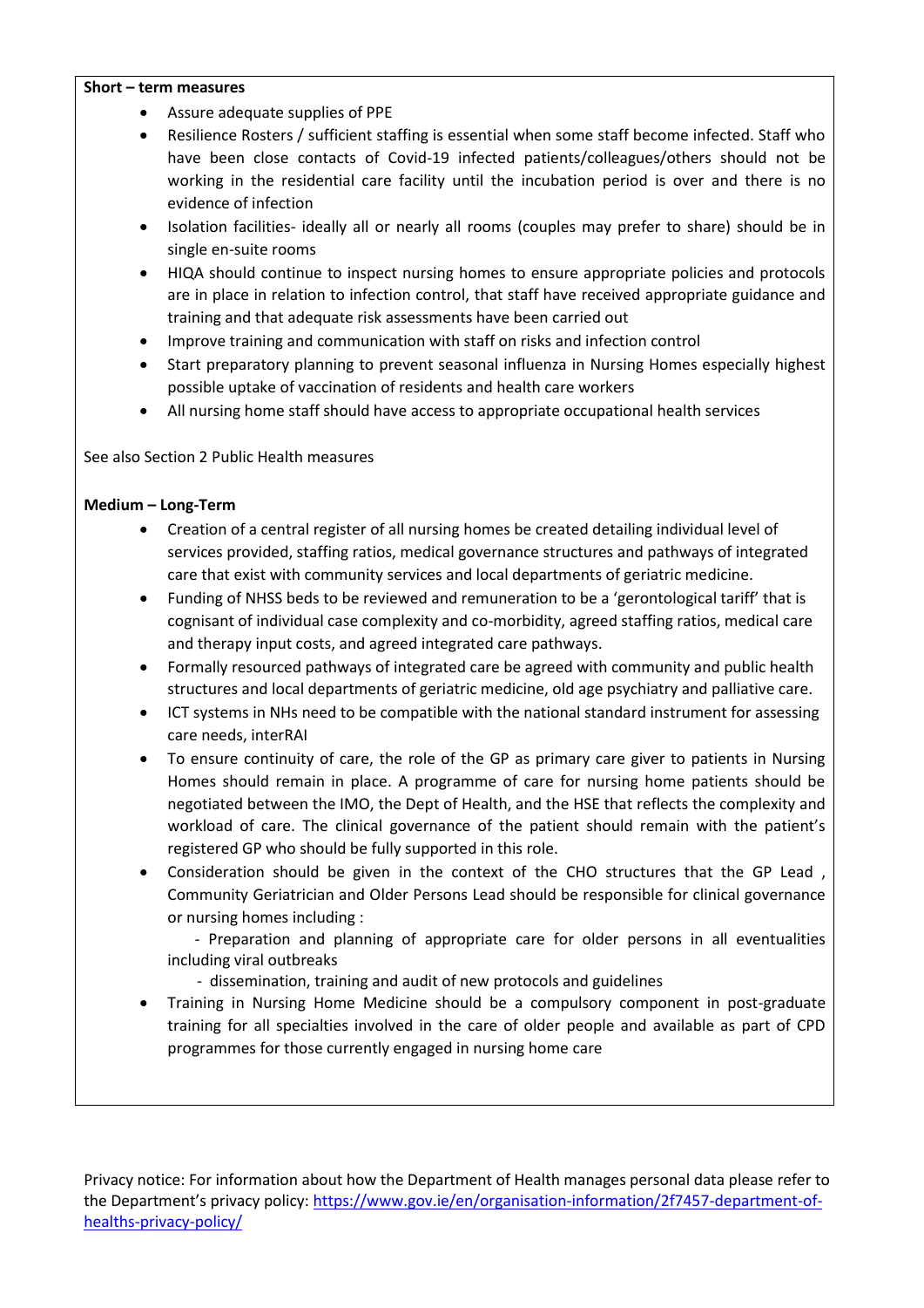**Short – term measures**

- Assure adequate supplies of PPE
- Resilience Rosters / sufficient staffing is essential when some staff become infected. Staff who have been close contacts of Covid-19 infected patients/colleagues/others should not be working in the residential care facility until the incubation period is over and there is no evidence of infection
- Isolation facilities- ideally all or nearly all rooms (couples may prefer to share) should be in single en-suite rooms
- HIQA should continue to inspect nursing homes to ensure appropriate policies and protocols are in place in relation to infection control, that staff have received appropriate guidance and training and that adequate risk assessments have been carried out
- Improve training and communication with staff on risks and infection control
- Start preparatory planning to prevent seasonal influenza in Nursing Homes especially highest possible uptake of vaccination of residents and health care workers
- All nursing home staff should have access to appropriate occupational health services

See also Section 2 Public Health measures

**Medium – Long-Term**

- Creation of a central register of all nursing homes be created detailing individual level of services provided, staffing ratios, medical governance structures and pathways of integrated care that exist with community services and local departments of geriatric medicine.
- Funding of NHSS beds to be reviewed and remuneration to be a 'gerontological tariff' that is cognisant of individual case complexity and co-morbidity, agreed staffing ratios, medical care and therapy input costs, and agreed integrated care pathways.
- Formally resourced pathways of integrated care be agreed with community and public health structures and local departments of geriatric medicine, old age psychiatry and palliative care.
- ICT systems in NHs need to be compatible with the national standard instrument for assessing care needs, interRAI
- To ensure continuity of care, the role of the GP as primary care giver to patients in Nursing Homes should remain in place. A programme of care for nursing home patients should be negotiated between the IMO, the Dept of Health, and the HSE that reflects the complexity and workload of care. The clinical governance of the patient should remain with the patient's registered GP who should be fully supported in this role.
- Consideration should be given in the context of the CHO structures that the GP Lead , Community Geriatrician and Older Persons Lead should be responsible for clinical governance or nursing homes including :
  - Preparation and planning of appropriate care for older persons in all eventualities including viral outbreaks
  - dissemination, training and audit of new protocols and guidelines
- Training in Nursing Home Medicine should be a compulsory component in post-graduate training for all specialties involved in the care of older people and available as part of CPD programmes for those currently engaged in nursing home care

Privacy notice: For information about how the Department of Health manages personal data please refer to the Department's privacy policy: https://www.gov.ie/en/organisation-information/2f7457-department-of-healths-privacy-policy/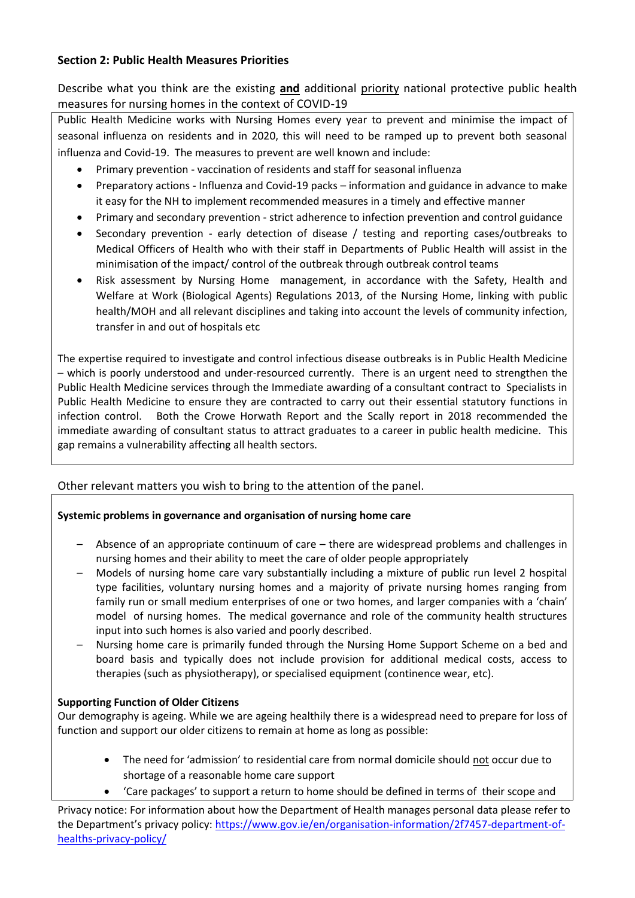### Section 2: Public Health Measures Priorities

Describe what you think are the existing **and** additional priority national protective public health measures for nursing homes in the context of COVID-19

Public Health Medicine works with Nursing Homes every year to prevent and minimise the impact of seasonal influenza on residents and in 2020, this will need to be ramped up to prevent both seasonal influenza and Covid-19. The measures to prevent are well known and include:

- Primary prevention - vaccination of residents and staff for seasonal influenza
- Preparatory actions - Influenza and Covid-19 packs – information and guidance in advance to make it easy for the NH to implement recommended measures in a timely and effective manner
- Primary and secondary prevention - strict adherence to infection prevention and control guidance
- Secondary prevention - early detection of disease / testing and reporting cases/outbreaks to Medical Officers of Health who with their staff in Departments of Public Health will assist in the minimisation of the impact/ control of the outbreak through outbreak control teams
- Risk assessment by Nursing Home management, in accordance with the Safety, Health and Welfare at Work (Biological Agents) Regulations 2013, of the Nursing Home, linking with public health/MOH and all relevant disciplines and taking into account the levels of community infection, transfer in and out of hospitals etc

The expertise required to investigate and control infectious disease outbreaks is in Public Health Medicine – which is poorly understood and under-resourced currently. There is an urgent need to strengthen the Public Health Medicine services through the Immediate awarding of a consultant contract to Specialists in Public Health Medicine to ensure they are contracted to carry out their essential statutory functions in infection control. Both the Crowe Horwath Report and the Scally report in 2018 recommended the immediate awarding of consultant status to attract graduates to a career in public health medicine. This gap remains a vulnerability affecting all health sectors.

Other relevant matters you wish to bring to the attention of the panel.

**Systemic problems in governance and organisation of nursing home care**

- Absence of an appropriate continuum of care – there are widespread problems and challenges in nursing homes and their ability to meet the care of older people appropriately
- Models of nursing home care vary substantially including a mixture of public run level 2 hospital type facilities, voluntary nursing homes and a majority of private nursing homes ranging from family run or small medium enterprises of one or two homes, and larger companies with a 'chain' model of nursing homes. The medical governance and role of the community health structures input into such homes is also varied and poorly described.
- Nursing home care is primarily funded through the Nursing Home Support Scheme on a bed and board basis and typically does not include provision for additional medical costs, access to therapies (such as physiotherapy), or specialised equipment (continence wear, etc).

**Supporting Function of Older Citizens**

Our demography is ageing. While we are ageing healthily there is a widespread need to prepare for loss of function and support our older citizens to remain at home as long as possible:

- The need for 'admission' to residential care from normal domicile should not occur due to shortage of a reasonable home care support
- 'Care packages' to support a return to home should be defined in terms of their scope and

Privacy notice: For information about how the Department of Health manages personal data please refer to the Department's privacy policy: https://www.gov.ie/en/organisation-information/2f7457-department-of-healths-privacy-policy/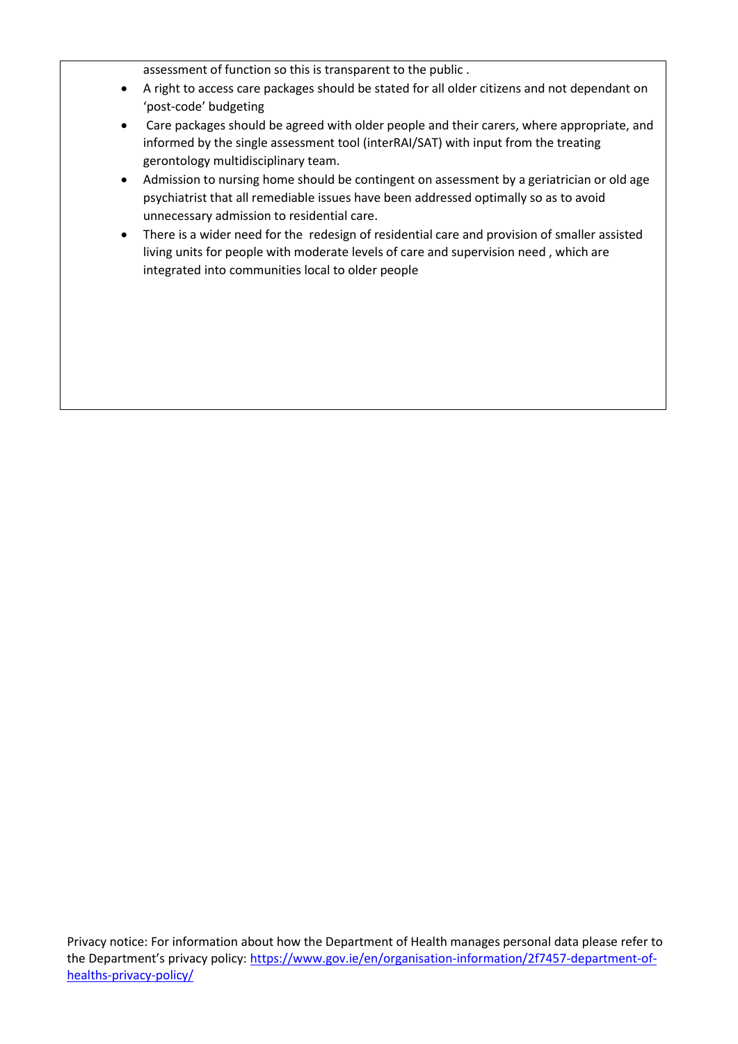assessment of function so this is transparent to the public .

- A right to access care packages should be stated for all older citizens and not dependant on 'post-code' budgeting
- Care packages should be agreed with older people and their carers, where appropriate, and informed by the single assessment tool (interRAI/SAT) with input from the treating gerontology multidisciplinary team.
- Admission to nursing home should be contingent on assessment by a geriatrician or old age psychiatrist that all remediable issues have been addressed optimally so as to avoid unnecessary admission to residential care.
- There is a wider need for the redesign of residential care and provision of smaller assisted living units for people with moderate levels of care and supervision need , which are integrated into communities local to older people

Privacy notice: For information about how the Department of Health manages personal data please refer to the Department's privacy policy: [https://www.gov.ie/en/organisation-information/2f7457-department-of-healths-privacy-policy/](https://www.gov.ie/en/organisation-information/2f7457-department-of-healths-privacy-policy/)